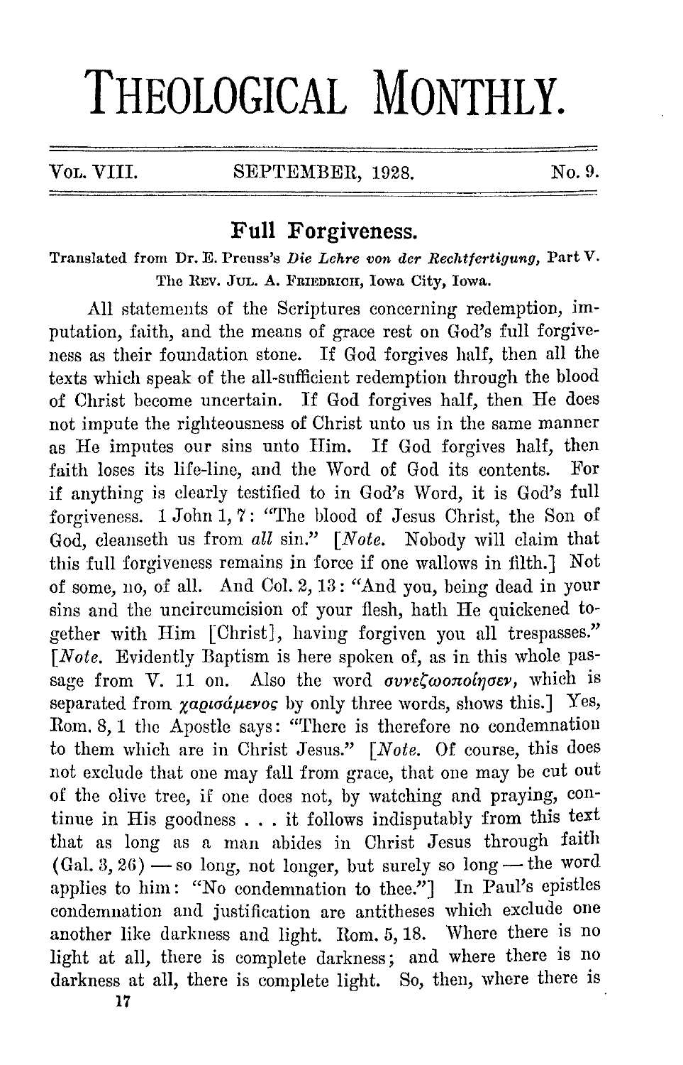# THEOLOGICAL MONTHLY.

Vol. VIII. SEPTEMBER, 1928. No. 9.

## Full Forgiveness.

Translated from Dr. E. Preuss's *Die Lehre von der Rechtfertigung*, Part V.
The Rev. Jul. A. Friedrich, Iowa City, Iowa.

All statements of the Scriptures concerning redemption, imputation, faith, and the means of grace rest on God's full forgiveness as their foundation stone. If God forgives half, then all the texts which speak of the all-sufficient redemption through the blood of Christ become uncertain. If God forgives half, then He does not impute the righteousness of Christ unto us in the same manner as He imputes our sins unto Him. If God forgives half, then faith loses its life-line, and the Word of God its contents. For if anything is clearly testified to in God's Word, it is God's full forgiveness. 1 John 1, 7: "The blood of Jesus Christ, the Son of God, cleanseth us from *all* sin." [*Note.* Nobody will claim that this full forgiveness remains in force if one wallows in filth.] Not of some, no, of all. And Col. 2, 13: "And you, being dead in your sins and the uncircumcision of your flesh, hath He quickened together with Him [Christ], having forgiven you all trespasses." [*Note.* Evidently Baptism is here spoken of, as in this whole passage from V. 11 on. Also the word *συνεζωοποίησεν*, which is separated from *χαρισάμενος* by only three words, shows this.] Yes, Rom. 8, 1 the Apostle says: "There is therefore no condemnation to them which are in Christ Jesus." [*Note.* Of course, this does not exclude that one may fall from grace, that one may be cut out of the olive tree, if one does not, by watching and praying, continue in His goodness . . . it follows indisputably from this text that as long as a man abides in Christ Jesus through faith (Gal. 3, 26) — so long, not longer, but surely so long — the word applies to him: "No condemnation to thee."] In Paul's epistles condemnation and justification are antitheses which exclude one another like darkness and light. Rom. 5, 18. Where there is no light at all, there is complete darkness; and where there is no darkness at all, there is complete light. So, then, where there is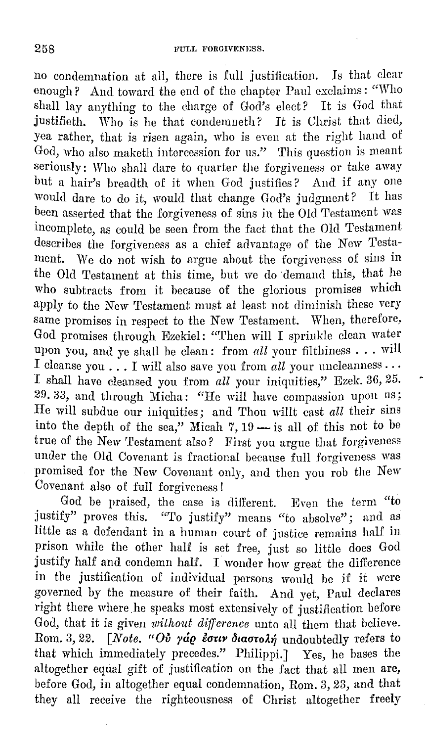no condemnation at all, there is full justification. Is that clear enough? And toward the end of the chapter Paul exclaims: "Who shall lay anything to the charge of God's elect? It is God that justifieth. Who is he that condemneth? It is Christ that died, yea rather, that is risen again, who is even at the right hand of God, who also maketh intercession for us." This question is meant seriously: Who shall dare to quarter the forgiveness or take away but a hair's breadth of it when God justifies? And if any one would dare to do it, would that change God's judgment? It has been asserted that the forgiveness of sins in the Old Testament was incomplete, as could be seen from the fact that the Old Testament describes the forgiveness as a chief advantage of the New Testament. We do not wish to argue about the forgiveness of sins in the Old Testament at this time, but we do demand this, that he who subtracts from it because of the glorious promises which apply to the New Testament must at least not diminish these very same promises in respect to the New Testament. When, therefore, God promises through Ezekiel: "Then will I sprinkle clean water upon you, and ye shall be clean: from *all* your filthiness . . . will I cleanse you . . . I will also save you from *all* your uncleanness . . . I shall have cleansed you from *all* your iniquities," Ezek. 36, 25. 29. 33, and through Micha: "He will have compassion upon us; He will subdue our iniquities; and Thou willt cast *all* their sins into the depth of the sea," Micah 7, 19 — is all of this not to be true of the New Testament also? First you argue that forgiveness under the Old Covenant is fractional because full forgiveness was promised for the New Covenant only, and then you rob the New Covenant also of full forgiveness!

God be praised, the case is different. Even the term "to justify" proves this. "To justify" means "to absolve"; and as little as a defendant in a human court of justice remains half in prison while the other half is set free, just so little does God justify half and condemn half. I wonder how great the difference in the justification of individual persons would be if it were governed by the measure of their faith. And yet, Paul declares right there where he speaks most extensively of justification before God, that it is given *without difference* unto all them that believe. Rom. 3, 22. [*Note.* "Οὐ γάρ ἐστιν διαστολή undoubtedly refers to that which immediately precedes." Philippi.] Yes, he bases the altogether equal gift of justification on the fact that all men are, before God, in altogether equal condemnation, Rom. 3, 23, and that they all receive the righteousness of Christ altogether freely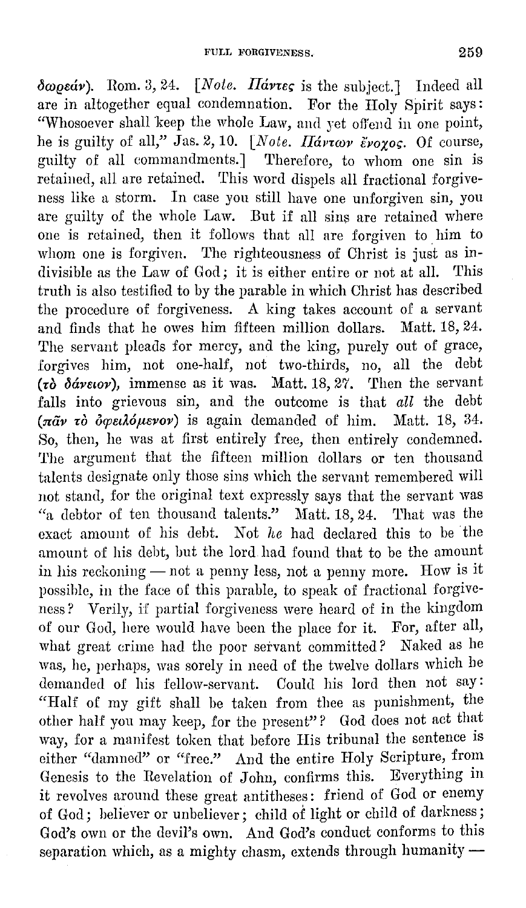δωρεάν). Rom. 3, 24. [*Note.* Πάντες is the subject.] Indeed all are in altogether equal condemnation. For the Holy Spirit says: "Whosoever shall keep the whole Law, and yet offend in one point, he is guilty of all," Jas. 2, 10. [*Note.* Πάντων ἔνοχος. Of course, guilty of all commandments.] Therefore, to whom one sin is retained, all are retained. This word dispels all fractional forgiveness like a storm. In case you still have one unforgiven sin, you are guilty of the whole Law. But if all sins are retained where one is retained, then it follows that all are forgiven to him to whom one is forgiven. The righteousness of Christ is just as indivisible as the Law of God; it is either entire or not at all. This truth is also testified to by the parable in which Christ has described the procedure of forgiveness. A king takes account of a servant and finds that he owes him fifteen million dollars. Matt. 18, 24. The servant pleads for mercy, and the king, purely out of grace, forgives him, not one-half, not two-thirds, no, all the debt (τὸ δάνειον), immense as it was. Matt. 18, 27. Then the servant falls into grievous sin, and the outcome is that *all* the debt (πᾶν τὸ ὀφειλόμενον) is again demanded of him. Matt. 18, 34. So, then, he was at first entirely free, then entirely condemned. The argument that the fifteen million dollars or ten thousand talents designate only those sins which the servant remembered will not stand, for the original text expressly says that the servant was "a debtor of ten thousand talents." Matt. 18, 24. That was the exact amount of his debt. Not *he* had declared this to be the amount of his debt, but the lord had found that to be the amount in his reckoning — not a penny less, not a penny more. How is it possible, in the face of this parable, to speak of fractional forgiveness? Verily, if partial forgiveness were heard of in the kingdom of our God, here would have been the place for it. For, after all, what great crime had the poor servant committed? Naked as he was, he, perhaps, was sorely in need of the twelve dollars which he demanded of his fellow-servant. Could his lord then not say: "Half of my gift shall be taken from thee as punishment, the other half you may keep, for the present"? God does not act that way, for a manifest token that before His tribunal the sentence is either "damned" or "free." And the entire Holy Scripture, from Genesis to the Revelation of John, confirms this. Everything in it revolves around these great antitheses: friend of God or enemy of God; believer or unbeliever; child of light or child of darkness; God's own or the devil's own. And God's conduct conforms to this separation which, as a mighty chasm, extends through humanity —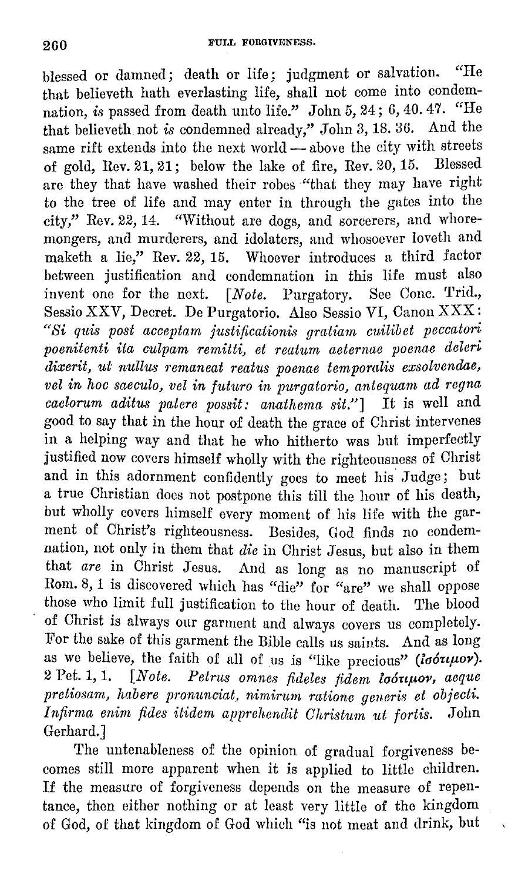blessed or damned; death or life; judgment or salvation. "He that believeth hath everlasting life, shall not come into condemnation, *is* passed from death unto life." John 5, 24; 6, 40. 47. "He that believeth not *is* condemned already," John 3, 18. 36. And the same rift extends into the next world — above the city with streets of gold, Rev. 21, 21; below the lake of fire, Rev. 20, 15. Blessed are they that have washed their robes "that they may have right to the tree of life and may enter in through the gates into the city," Rev. 22, 14. "Without are dogs, and sorcerers, and whoremongers, and murderers, and idolaters, and whosoever loveth and maketh a lie," Rev. 22, 15. Whoever introduces a third factor between justification and condemnation in this life must also invent one for the next. [*Note.* Purgatory. See Conc. Trid., Sessio XXV, Decret. De Purgatorio. Also Sessio VI, Canon XXX: *"Si quis post acceptam justificationis gratiam cuilibet peccatori poenitenti ita culpam remitti, et reatum aeternae poenae deleri dixerit, ut nullus remaneat reatus poenae temporalis exsolvendae, vel in hoc saeculo, vel in futuro in purgatorio, antequam ad regna caelorum aditus patere possit: anathema sit."*] It is well and good to say that in the hour of death the grace of Christ intervenes in a helping way and that he who hitherto was but imperfectly justified now covers himself wholly with the righteousness of Christ and in this adornment confidently goes to meet his Judge; but a true Christian does not postpone this till the hour of his death, but wholly covers himself every moment of his life with the garment of Christ's righteousness. Besides, God finds no condemnation, not only in them that *die* in Christ Jesus, but also in them that *are* in Christ Jesus. And as long as no manuscript of Rom. 8, 1 is discovered which has "die" for "are" we shall oppose those who limit full justification to the hour of death. The blood of Christ is always our garment and always covers us completely. For the sake of this garment the Bible calls us saints. And as long as we believe, the faith of all of us is "like precious" (ἰσότιμον). 2 Pet. 1, 1. [*Note. Petrus omnes fideles fidem ἰσότιμον, aeque pretiosam, habere pronunciat, nimirum ratione generis et objecti. Infirma enim fides itidem apprehendit Christum ut fortis.* John Gerhard.]

The untenableness of the opinion of gradual forgiveness becomes still more apparent when it is applied to little children. If the measure of forgiveness depends on the measure of repentance, then either nothing or at least very little of the kingdom of God, of that kingdom of God which "is not meat and drink, but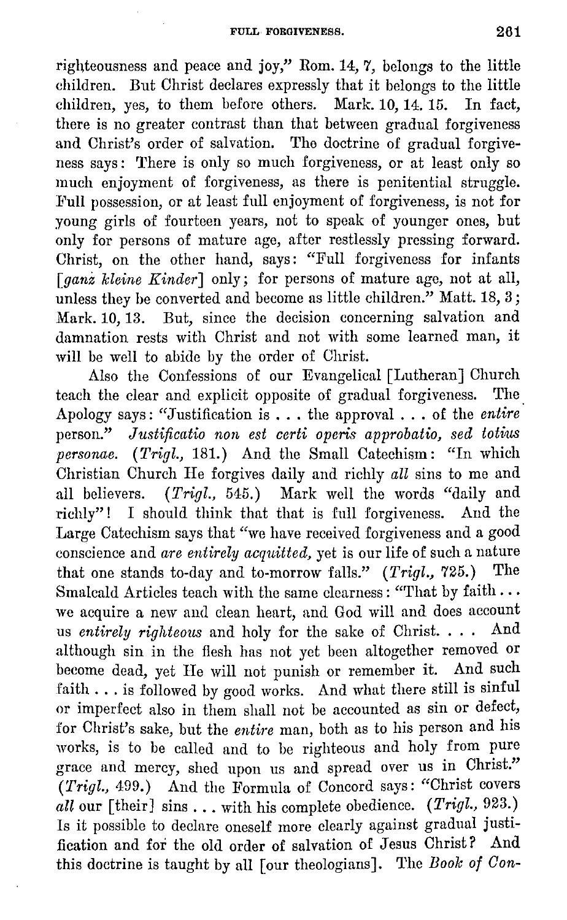righteousness and peace and joy," Rom. 14, 7, belongs to the little children. But Christ declares expressly that it belongs to the little children, yes, to them before others. Mark. 10, 14. 15. In fact, there is no greater contrast than that between gradual forgiveness and Christ's order of salvation. The doctrine of gradual forgiveness says: There is only so much forgiveness, or at least only so much enjoyment of forgiveness, as there is penitential struggle. Full possession, or at least full enjoyment of forgiveness, is not for young girls of fourteen years, not to speak of younger ones, but only for persons of mature age, after restlessly pressing forward. Christ, on the other hand, says: "Full forgiveness for infants [*ganz kleine Kinder*] only; for persons of mature age, not at all, unless they be converted and become as little children." Matt. 18, 3; Mark. 10, 13. But, since the decision concerning salvation and damnation rests with Christ and not with some learned man, it will be well to abide by the order of Christ.

Also the Confessions of our Evangelical [Lutheran] Church teach the clear and explicit opposite of gradual forgiveness. The Apology says: "Justification is . . . the approval . . . of the *entire* person." *Justificatio non est certi operis approbatio, sed totius personae.* (*Trigl.,* 181.) And the Small Catechism: "In which Christian Church He forgives daily and richly *all* sins to me and all believers. (*Trigl.,* 545.) Mark well the words "daily and richly"! I should think that that is full forgiveness. And the Large Catechism says that "we have received forgiveness and a good conscience and *are entirely acquitted,* yet is our life of such a nature that one stands to-day and to-morrow falls." (*Trigl.,* 725.) The Smalcald Articles teach with the same clearness: "That by faith . . . we acquire a new and clean heart, and God will and does account us *entirely righteous* and holy for the sake of Christ. . . . And although sin in the flesh has not yet been altogether removed or become dead, yet He will not punish or remember it. And such faith . . . is followed by good works. And what there still is sinful or imperfect also in them shall not be accounted as sin or defect, for Christ's sake, but the *entire* man, both as to his person and his works, is to be called and to be righteous and holy from pure grace and mercy, shed upon us and spread over us in Christ." (*Trigl.,* 499.) And the Formula of Concord says: "Christ covers *all* our [their] sins . . . with his complete obedience. (*Trigl.,* 923.) Is it possible to declare oneself more clearly against gradual justification and for the old order of salvation of Jesus Christ? And this doctrine is taught by all [our theologians]. The *Book of Con-*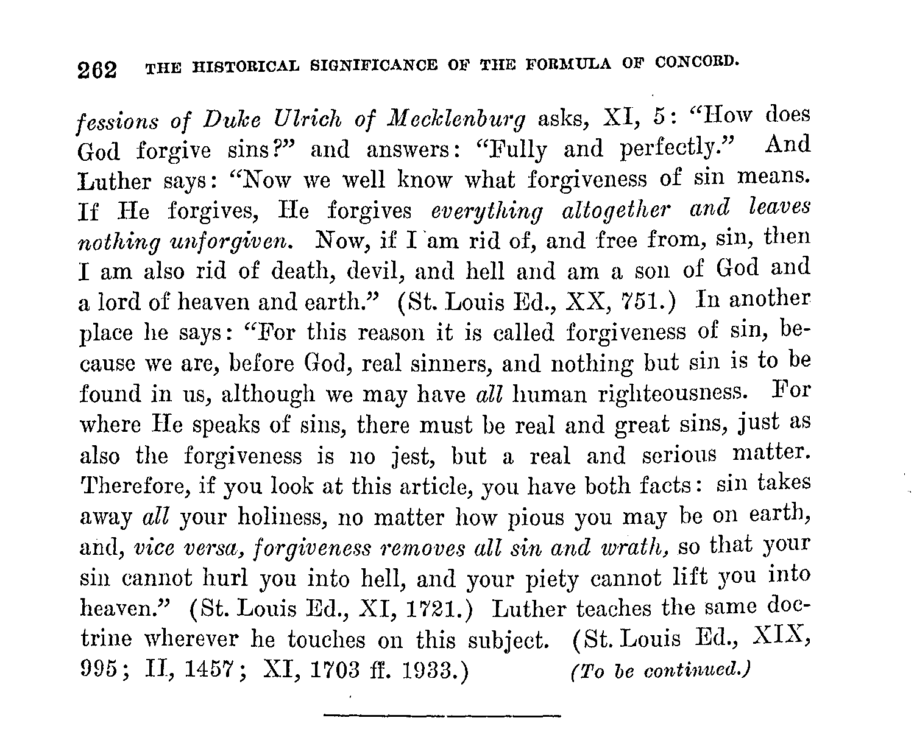*fessions of Duke Ulrich of Mecklenburg* asks, XI, 5: "How does God forgive sins?" and answers: "Fully and perfectly." And Luther says: "Now we well know what forgiveness of sin means. If He forgives, He forgives *everything altogether and leaves nothing unforgiven.* Now, if I am rid of, and free from, sin, then I am also rid of death, devil, and hell and am a son of God and a lord of heaven and earth." (St. Louis Ed., XX, 751.) In another place he says: "For this reason it is called forgiveness of sin, because we are, before God, real sinners, and nothing but sin is to be found in us, although we may have *all* human righteousness. For where He speaks of sins, there must be real and great sins, just as also the forgiveness is no jest, but a real and serious matter. Therefore, if you look at this article, you have both facts: sin takes away *all* your holiness, no matter how pious you may be on earth, and, *vice versa, forgiveness removes all sin and wrath,* so that your sin cannot hurl you into hell, and your piety cannot lift you into heaven." (St. Louis Ed., XI, 1721.) Luther teaches the same doctrine wherever he touches on this subject. (St. Louis Ed., XIX, 995; II, 1457; XI, 1703 ff. 1933.) *(To be continued.)*

---